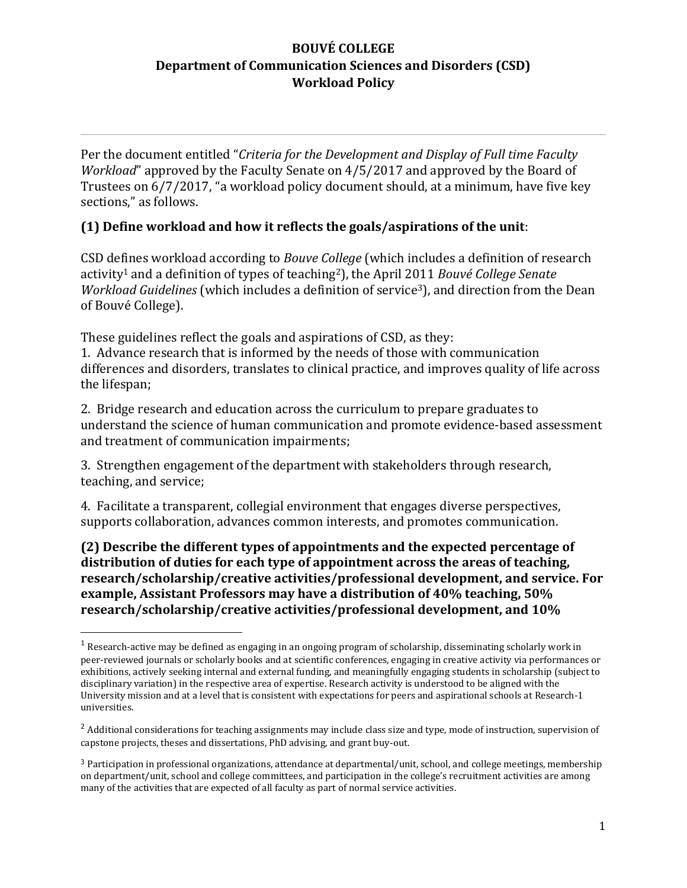**BOUVÉ COLLEGE**
**Department of Communication Sciences and Disorders (CSD)**
**Workload Policy**

---

Per the document entitled "*Criteria for the Development and Display of Full time Faculty Workload*" approved by the Faculty Senate on 4/5/2017 and approved by the Board of Trustees on 6/7/2017, "a workload policy document should, at a minimum, have five key sections," as follows.

**(1) Define workload and how it reflects the goals/aspirations of the unit**:

CSD defines workload according to *Bouve College* (which includes a definition of research activity[1] and a definition of types of teaching[2]), the April 2011 *Bouvé College Senate Workload Guidelines* (which includes a definition of service[3]), and direction from the Dean of Bouvé College).

These guidelines reflect the goals and aspirations of CSD, as they:

1. Advance research that is informed by the needs of those with communication differences and disorders, translates to clinical practice, and improves quality of life across the lifespan;

2. Bridge research and education across the curriculum to prepare graduates to understand the science of human communication and promote evidence-based assessment and treatment of communication impairments;

3. Strengthen engagement of the department with stakeholders through research, teaching, and service;

4. Facilitate a transparent, collegial environment that engages diverse perspectives, supports collaboration, advances common interests, and promotes communication.

**(2) Describe the different types of appointments and the expected percentage of distribution of duties for each type of appointment across the areas of teaching, research/scholarship/creative activities/professional development, and service. For example, Assistant Professors may have a distribution of 40% teaching, 50% research/scholarship/creative activities/professional development, and 10%**

---

[1] Research-active may be defined as engaging in an ongoing program of scholarship, disseminating scholarly work in peer-reviewed journals or scholarly books and at scientific conferences, engaging in creative activity via performances or exhibitions, actively seeking internal and external funding, and meaningfully engaging students in scholarship (subject to disciplinary variation) in the respective area of expertise. Research activity is understood to be aligned with the University mission and at a level that is consistent with expectations for peers and aspirational schools at Research-1 universities.

[2] Additional considerations for teaching assignments may include class size and type, mode of instruction, supervision of capstone projects, theses and dissertations, PhD advising, and grant buy-out.

[3] Participation in professional organizations, attendance at departmental/unit, school, and college meetings, membership on department/unit, school and college committees, and participation in the college's recruitment activities are among many of the activities that are expected of all faculty as part of normal service activities.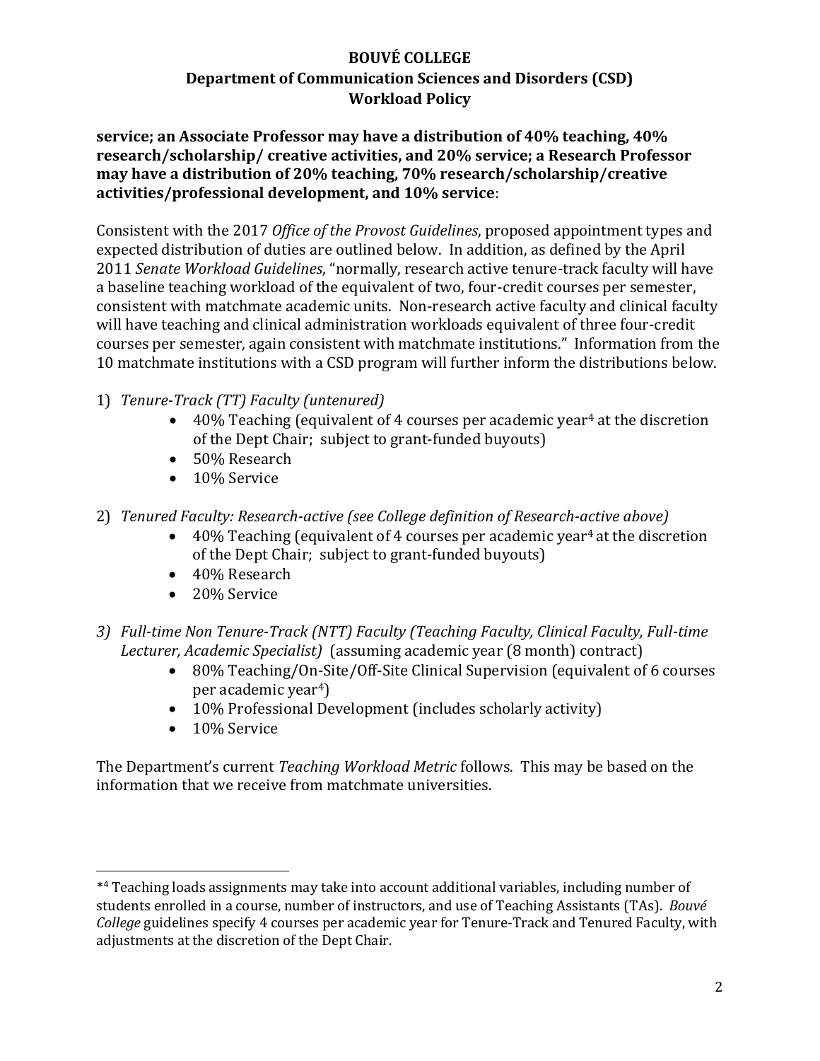**service; an Associate Professor may have a distribution of 40% teaching, 40% research/scholarship/ creative activities, and 20% service; a Research Professor may have a distribution of 20% teaching, 70% research/scholarship/creative activities/professional development, and 10% service**:

Consistent with the 2017 *Office of the Provost Guidelines*, proposed appointment types and expected distribution of duties are outlined below. In addition, as defined by the April 2011 *Senate Workload Guidelines*, "normally, research active tenure-track faculty will have a baseline teaching workload of the equivalent of two, four-credit courses per semester, consistent with matchmate academic units. Non-research active faculty and clinical faculty will have teaching and clinical administration workloads equivalent of three four-credit courses per semester, again consistent with matchmate institutions." Information from the 10 matchmate institutions with a CSD program will further inform the distributions below.

1) *Tenure-Track (TT) Faculty (untenured)*
   - 40% Teaching (equivalent of 4 courses per academic year[4] at the discretion of the Dept Chair; subject to grant-funded buyouts)
   - 50% Research
   - 10% Service

2) *Tenured Faculty: Research-active (see College definition of Research-active above)*
   - 40% Teaching (equivalent of 4 courses per academic year[4] at the discretion of the Dept Chair; subject to grant-funded buyouts)
   - 40% Research
   - 20% Service

3) *Full-time Non Tenure-Track (NTT) Faculty (Teaching Faculty, Clinical Faculty, Full-time Lecturer, Academic Specialist)* (assuming academic year (8 month) contract)
   - 80% Teaching/On-Site/Off-Site Clinical Supervision (equivalent of 6 courses per academic year[4])
   - 10% Professional Development (includes scholarly activity)
   - 10% Service

The Department's current *Teaching Workload Metric* follows. This may be based on the information that we receive from matchmate universities.

---

*[4] Teaching loads assignments may take into account additional variables, including number of students enrolled in a course, number of instructors, and use of Teaching Assistants (TAs). *Bouvé College* guidelines specify 4 courses per academic year for Tenure-Track and Tenured Faculty, with adjustments at the discretion of the Dept Chair.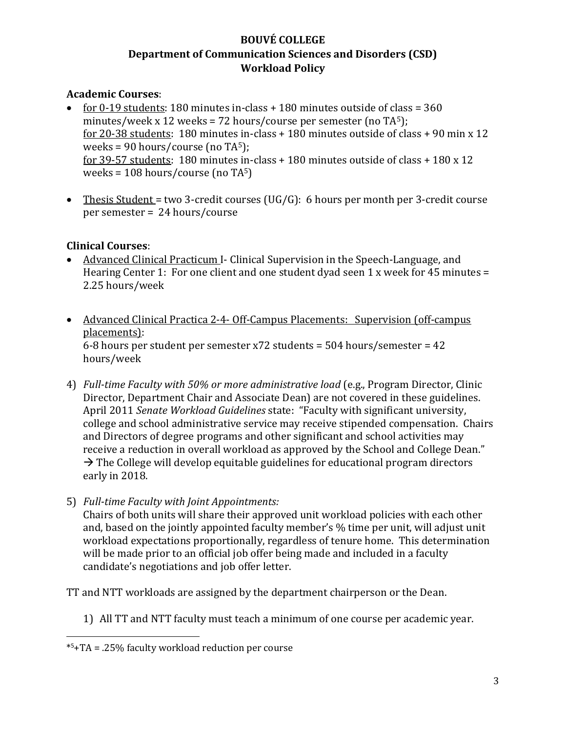**BOUVÉ COLLEGE**
**Department of Communication Sciences and Disorders (CSD)**
**Workload Policy**

**Academic Courses**:

- <u>for 0-19 students</u>: 180 minutes in-class + 180 minutes outside of class = 360 minutes/week x 12 weeks = 72 hours/course per semester (no TA[5]);
  <u>for 20-38 students</u>: 180 minutes in-class + 180 minutes outside of class + 90 min x 12 weeks = 90 hours/course (no TA[5]);
  <u>for 39-57 students</u>: 180 minutes in-class + 180 minutes outside of class + 180 x 12 weeks = 108 hours/course (no TA[5])

- <u>Thesis Student</u> = two 3-credit courses (UG/G): 6 hours per month per 3-credit course per semester = 24 hours/course

**Clinical Courses**:

- <u>Advanced Clinical Practicum I</u>- Clinical Supervision in the Speech-Language, and Hearing Center 1: For one client and one student dyad seen 1 x week for 45 minutes = 2.25 hours/week

- <u>Advanced Clinical Practica 2-4- Off-Campus Placements: Supervision (off-campus placements)</u>:
  6-8 hours per student per semester x72 students = 504 hours/semester = 42 hours/week

4) *Full-time Faculty with 50% or more administrative load* (e.g., Program Director, Clinic Director, Department Chair and Associate Dean) are not covered in these guidelines. April 2011 *Senate Workload Guidelines* state: "Faculty with significant university, college and school administrative service may receive stipended compensation. Chairs and Directors of degree programs and other significant and school activities may receive a reduction in overall workload as approved by the School and College Dean."
   → The College will develop equitable guidelines for educational program directors early in 2018.

5) *Full-time Faculty with Joint Appointments:*
   Chairs of both units will share their approved unit workload policies with each other and, based on the jointly appointed faculty member's % time per unit, will adjust unit workload expectations proportionally, regardless of tenure home. This determination will be made prior to an official job offer being made and included in a faculty candidate's negotiations and job offer letter.

TT and NTT workloads are assigned by the department chairperson or the Dean.

1) All TT and NTT faculty must teach a minimum of one course per academic year.

---

*[5]+TA = .25% faculty workload reduction per course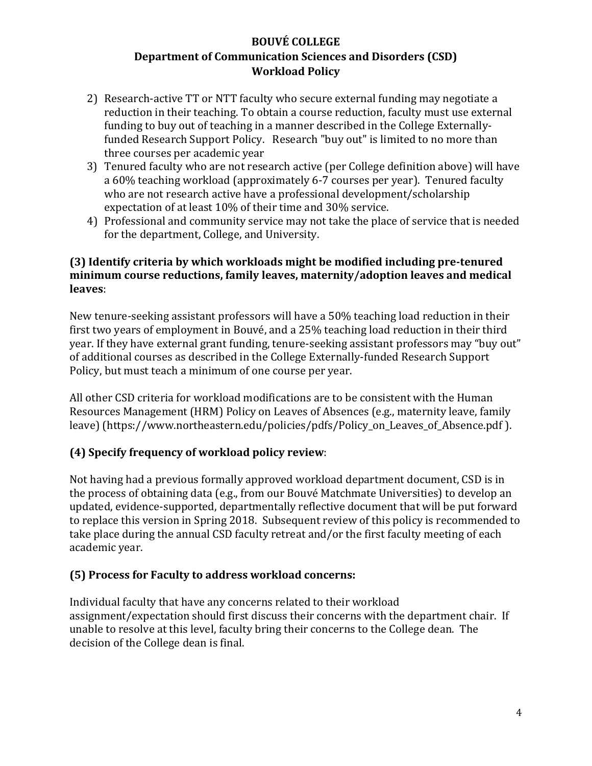2) Research-active TT or NTT faculty who secure external funding may negotiate a reduction in their teaching. To obtain a course reduction, faculty must use external funding to buy out of teaching in a manner described in the College Externally-funded Research Support Policy. Research "buy out" is limited to no more than three courses per academic year
3) Tenured faculty who are not research active (per College definition above) will have a 60% teaching workload (approximately 6-7 courses per year). Tenured faculty who are not research active have a professional development/scholarship expectation of at least 10% of their time and 30% service.
4) Professional and community service may not take the place of service that is needed for the department, College, and University.

### (3) Identify criteria by which workloads might be modified including pre-tenured minimum course reductions, family leaves, maternity/adoption leaves and medical leaves:

New tenure-seeking assistant professors will have a 50% teaching load reduction in their first two years of employment in Bouvé, and a 25% teaching load reduction in their third year. If they have external grant funding, tenure-seeking assistant professors may "buy out" of additional courses as described in the College Externally-funded Research Support Policy, but must teach a minimum of one course per year.

All other CSD criteria for workload modifications are to be consistent with the Human Resources Management (HRM) Policy on Leaves of Absences (e.g., maternity leave, family leave) (https://www.northeastern.edu/policies/pdfs/Policy_on_Leaves_of_Absence.pdf ).

### (4) Specify frequency of workload policy review:

Not having had a previous formally approved workload department document, CSD is in the process of obtaining data (e.g., from our Bouvé Matchmate Universities) to develop an updated, evidence-supported, departmentally reflective document that will be put forward to replace this version in Spring 2018. Subsequent review of this policy is recommended to take place during the annual CSD faculty retreat and/or the first faculty meeting of each academic year.

### (5) Process for Faculty to address workload concerns:

Individual faculty that have any concerns related to their workload assignment/expectation should first discuss their concerns with the department chair. If unable to resolve at this level, faculty bring their concerns to the College dean. The decision of the College dean is final.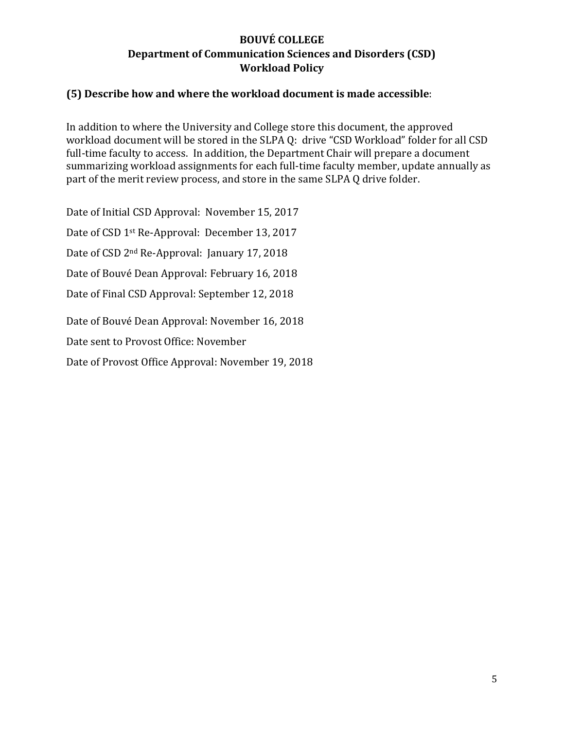**BOUVÉ COLLEGE**
**Department of Communication Sciences and Disorders (CSD)**
**Workload Policy**

**(5) Describe how and where the workload document is made accessible**:

In addition to where the University and College store this document, the approved workload document will be stored in the SLPA Q: drive "CSD Workload" folder for all CSD full-time faculty to access. In addition, the Department Chair will prepare a document summarizing workload assignments for each full-time faculty member, update annually as part of the merit review process, and store in the same SLPA Q drive folder.

Date of Initial CSD Approval: November 15, 2017

Date of CSD 1st Re-Approval: December 13, 2017

Date of CSD 2nd Re-Approval: January 17, 2018

Date of Bouvé Dean Approval: February 16, 2018

Date of Final CSD Approval: September 12, 2018

Date of Bouvé Dean Approval: November 16, 2018

Date sent to Provost Office: November

Date of Provost Office Approval: November 19, 2018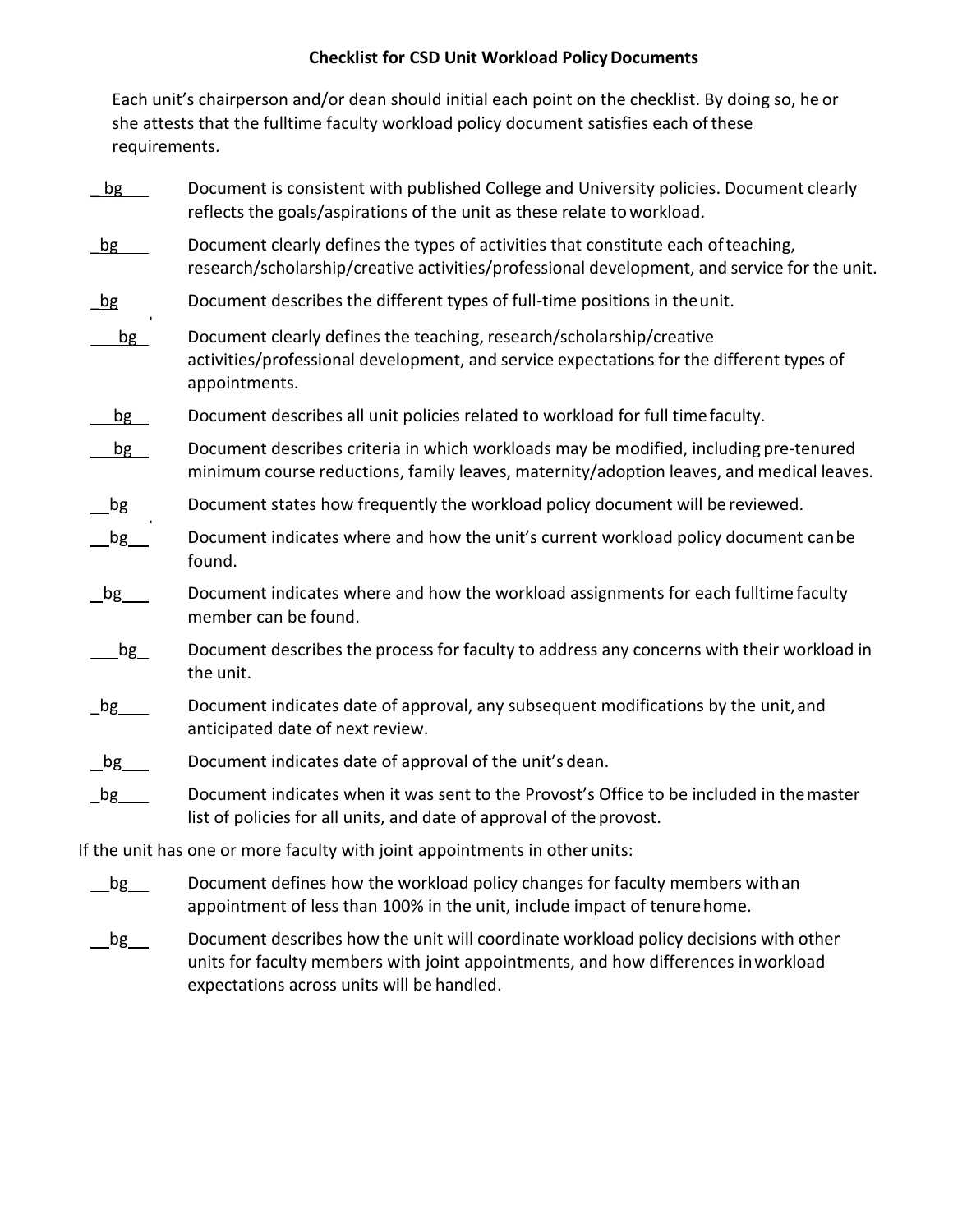**Checklist for CSD Unit Workload Policy Documents**

Each unit's chairperson and/or dean should initial each point on the checklist. By doing so, he or she attests that the fulltime faculty workload policy document satisfies each of these requirements.

- bg — Document is consistent with published College and University policies. Document clearly reflects the goals/aspirations of the unit as these relate to workload.
- bg — Document clearly defines the types of activities that constitute each of teaching, research/scholarship/creative activities/professional development, and service for the unit.
- bg — Document describes the different types of full-time positions in the unit.
- bg — Document clearly defines the teaching, research/scholarship/creative activities/professional development, and service expectations for the different types of appointments.
- bg — Document describes all unit policies related to workload for full time faculty.
- bg — Document describes criteria in which workloads may be modified, including pre-tenured minimum course reductions, family leaves, maternity/adoption leaves, and medical leaves.
- bg — Document states how frequently the workload policy document will be reviewed.
- bg — Document indicates where and how the unit's current workload policy document can be found.
- bg — Document indicates where and how the workload assignments for each fulltime faculty member can be found.
- bg — Document describes the process for faculty to address any concerns with their workload in the unit.
- bg — Document indicates date of approval, any subsequent modifications by the unit, and anticipated date of next review.
- bg — Document indicates date of approval of the unit's dean.
- bg — Document indicates when it was sent to the Provost's Office to be included in the master list of policies for all units, and date of approval of the provost.

If the unit has one or more faculty with joint appointments in other units:

- bg — Document defines how the workload policy changes for faculty members with an appointment of less than 100% in the unit, include impact of tenure home.
- bg — Document describes how the unit will coordinate workload policy decisions with other units for faculty members with joint appointments, and how differences in workload expectations across units will be handled.